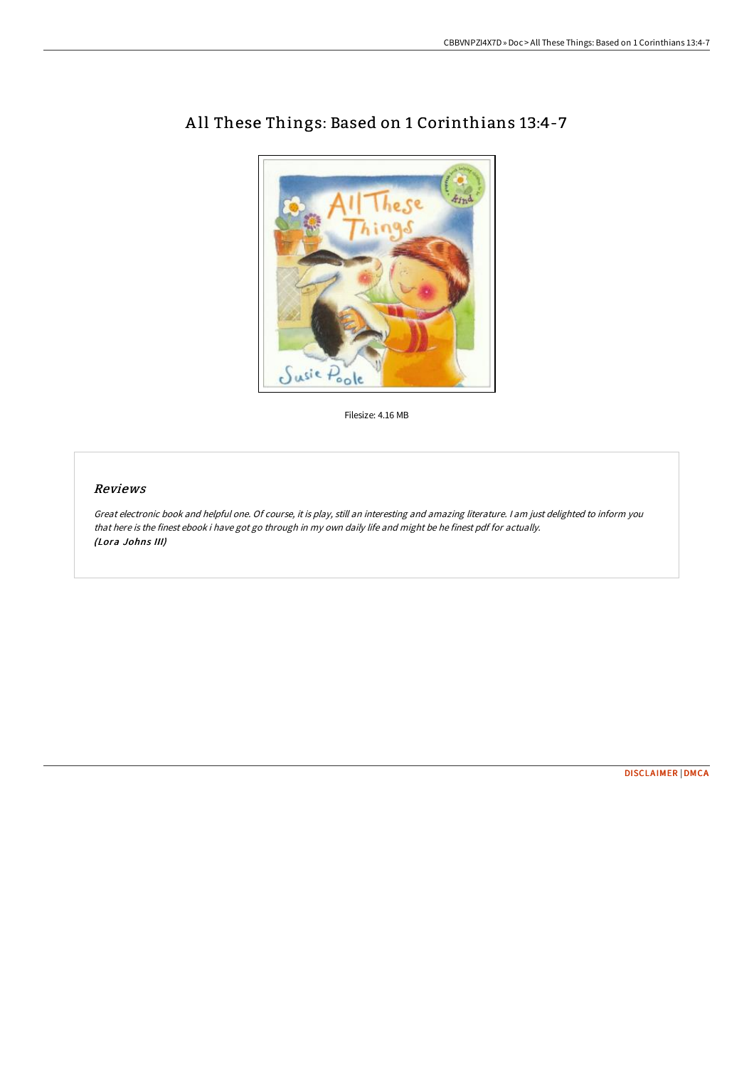# All These Things: Based on 1 Corinthians 13:4-7

Filesize: 4.16 MB

## *Reviews*

*Great electronic book and helpful one. Of course, it is play, still an interesting and amazing literature. I am just delighted to inform you that here is the finest ebook i have got go through in my own daily life and might be he finest pdf for actually.*
***(Lora Johns III)***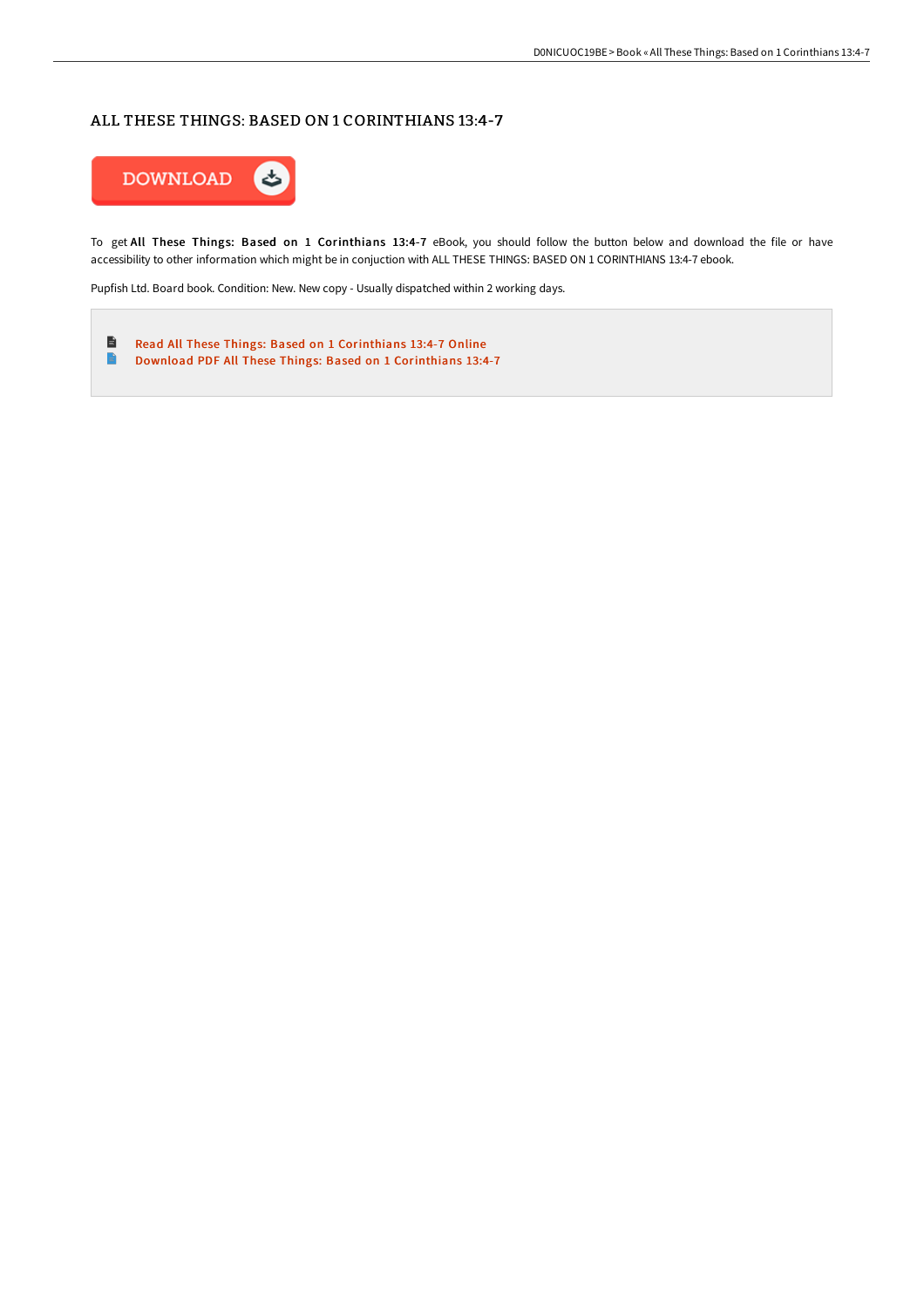# ALL THESE THINGS: BASED ON 1 CORINTHIANS 13:4-7

DOWNLOAD

To get **All These Things: Based on 1 Corinthians 13:4-7** eBook, you should follow the button below and download the file or have accessibility to other information which might be in conjuction with ALL THESE THINGS: BASED ON 1 CORINTHIANS 13:4-7 ebook.

Pupfish Ltd. Board book. Condition: New. New copy - Usually dispatched within 2 working days.

- Read All These Things: Based on 1 Corinthians 13:4-7 Online
- Download PDF All These Things: Based on 1 Corinthians 13:4-7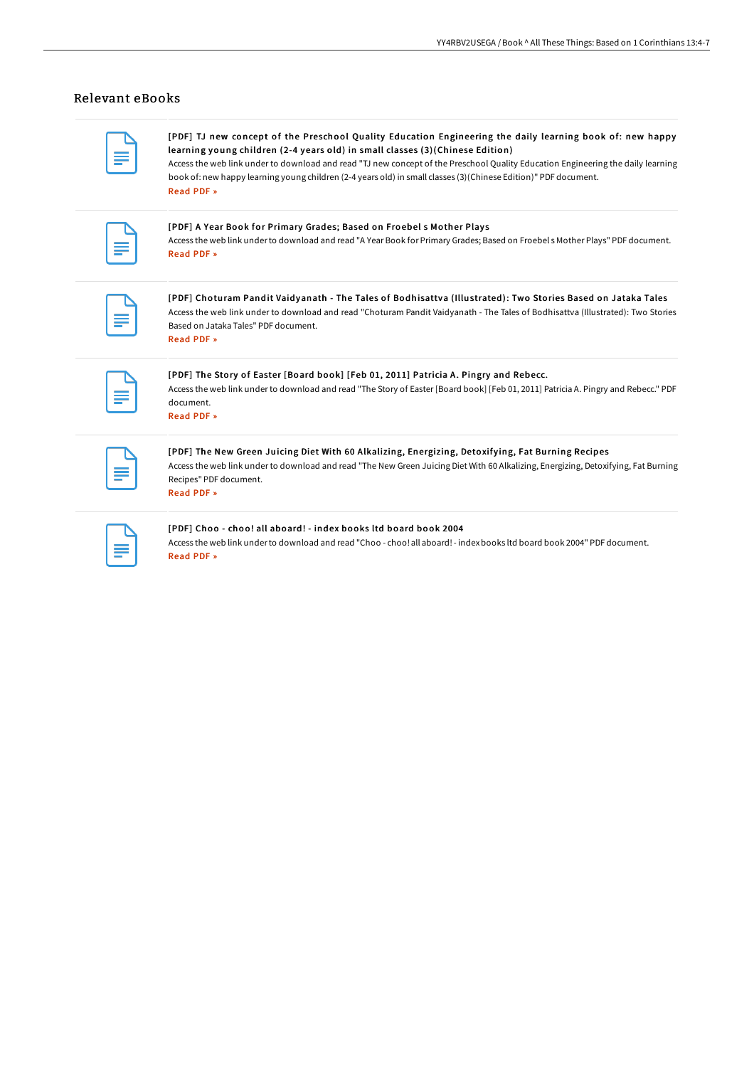## Relevant eBooks

**[PDF] TJ new concept of the Preschool Quality Education Engineering the daily learning book of: new happy learning young children (2-4 years old) in small classes (3)(Chinese Edition)**

Access the web link under to download and read "TJ new concept of the Preschool Quality Education Engineering the daily learning book of: new happy learning young children (2-4 years old) in small classes (3)(Chinese Edition)" PDF document.

Read PDF »

**[PDF] A Year Book for Primary Grades; Based on Froebel s Mother Plays**

Access the web link under to download and read "A Year Book for Primary Grades; Based on Froebel s Mother Plays" PDF document.

Read PDF »

**[PDF] Choturam Pandit Vaidyanath - The Tales of Bodhisattva (Illustrated): Two Stories Based on Jataka Tales**

Access the web link under to download and read "Choturam Pandit Vaidyanath - The Tales of Bodhisattva (Illustrated): Two Stories Based on Jataka Tales" PDF document.

Read PDF »

**[PDF] The Story of Easter [Board book] [Feb 01, 2011] Patricia A. Pingry and Rebecc.**

Access the web link under to download and read "The Story of Easter [Board book] [Feb 01, 2011] Patricia A. Pingry and Rebecc." PDF document.

Read PDF »

**[PDF] The New Green Juicing Diet With 60 Alkalizing, Energizing, Detoxifying, Fat Burning Recipes**

Access the web link under to download and read "The New Green Juicing Diet With 60 Alkalizing, Energizing, Detoxifying, Fat Burning Recipes" PDF document.

Read PDF »

**[PDF] Choo - choo! all aboard! - index books ltd board book 2004**

Access the web link under to download and read "Choo - choo! all aboard! - index books ltd board book 2004" PDF document.

Read PDF »